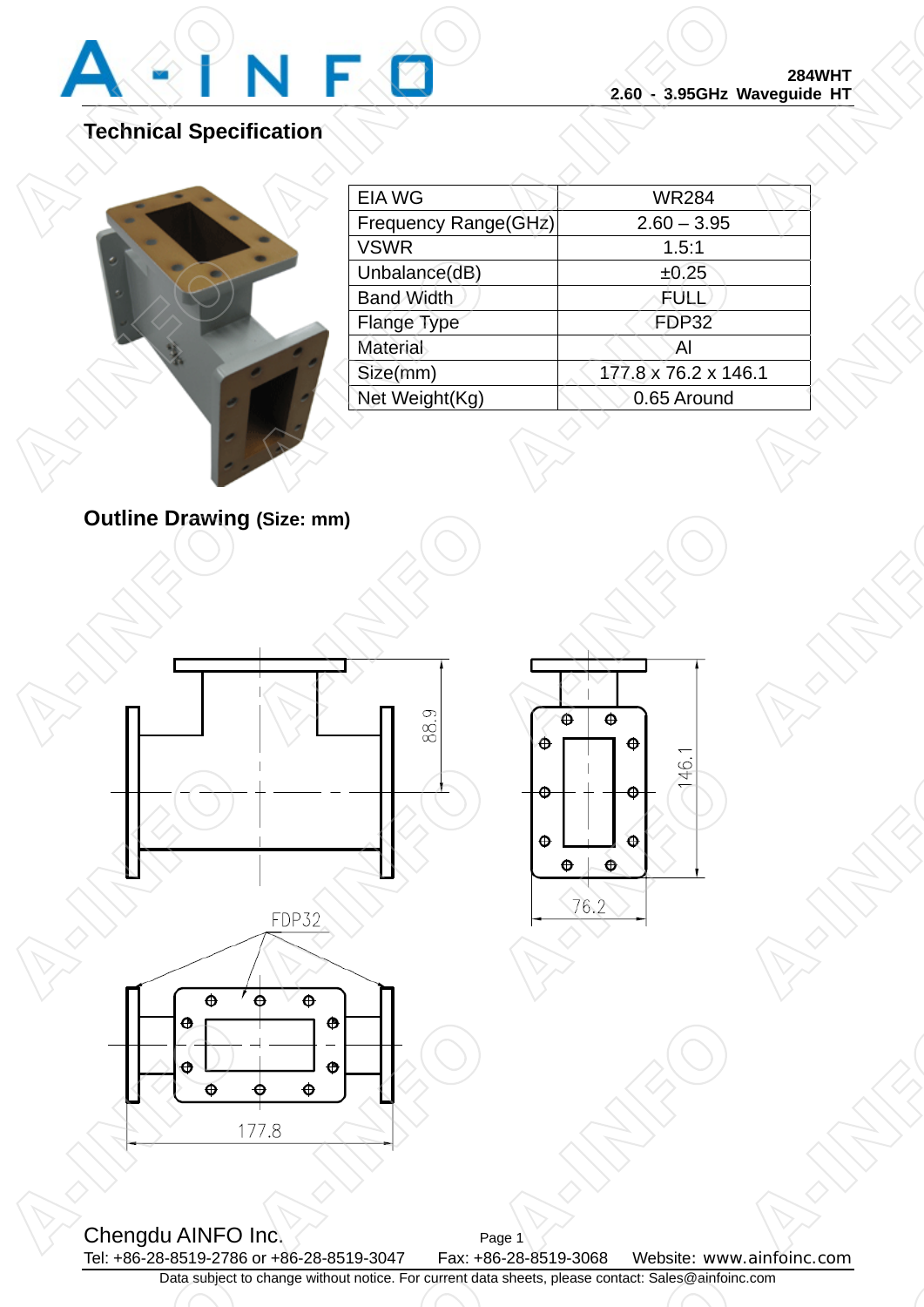284WHT
2.60 - 3.95GHz Waveguide HT

## Technical Specification

| EIA WG | WR284 |
|---|---|
| Frequency Range(GHz) | 2.60 – 3.95 |
| VSWR | 1.5:1 |
| Unbalance(dB) | ±0.25 |
| Band Width | FULL |
| Flange Type | FDP32 |
| Material | Al |
| Size(mm) | 177.8 x 76.2 x 146.1 |
| Net Weight(Kg) | 0.65 Around |

## Outline Drawing (Size: mm)

88.9

146.1

76.2

FDP32

177.8

Chengdu AINFO Inc.

Tel: +86-28-8519-2786 or +86-28-8519-3047 Fax: +86-28-8519-3068 Website: www.ainfoinc.com

Data subject to change without notice. For current data sheets, please contact: Sales@ainfoinc.com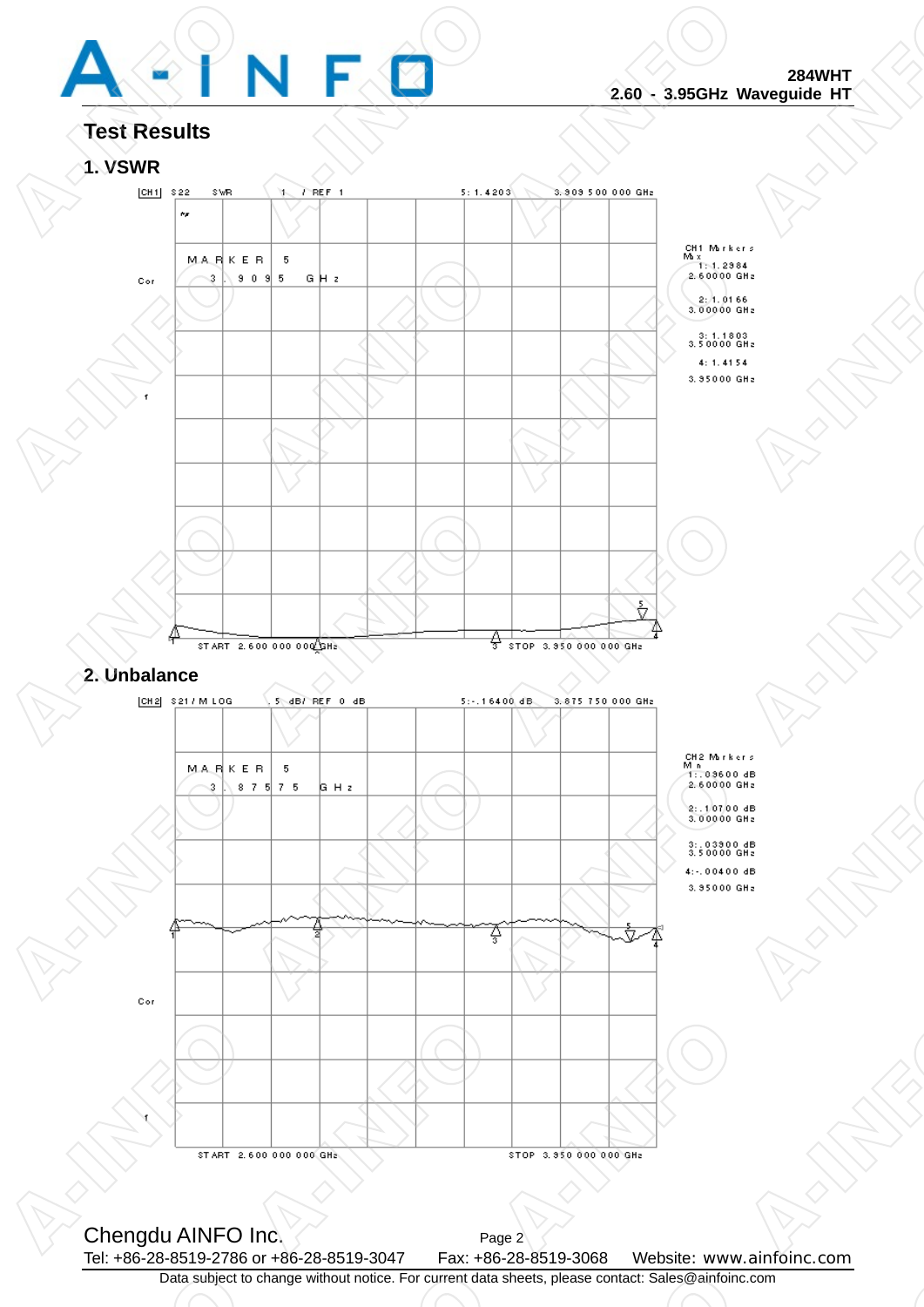# Test Results

## 1. VSWR

CH1 S22 SWR 1 / REF 1 5: 1.4203 3.909 500 000 GHz

MARKER 5
3.9095 GHz

Cor

CH1 Markers
Max
1: 1.2984
2.60000 GHz
2: 1.0166
3.00000 GHz
3: 1.1803
3.50000 GHz
4: 1.4154
3.95000 GHz

START 2.600 000 000 GHz STOP 3.950 000 000 GHz

## 2. Unbalance

CH2 S21/M LOG .5 dB/ REF 0 dB 5:-.16400 dB 3.875 750 000 GHz

MARKER 5
3.87575 GHz

Cor

CH2 Markers
Min
1:.03600 dB
2.60000 GHz
2:.10700 dB
3.00000 GHz
3:.03900 dB
3.50000 GHz
4:-.00400 dB
3.95000 GHz

START 2.600 000 000 GHz STOP 3.950 000 000 GHz